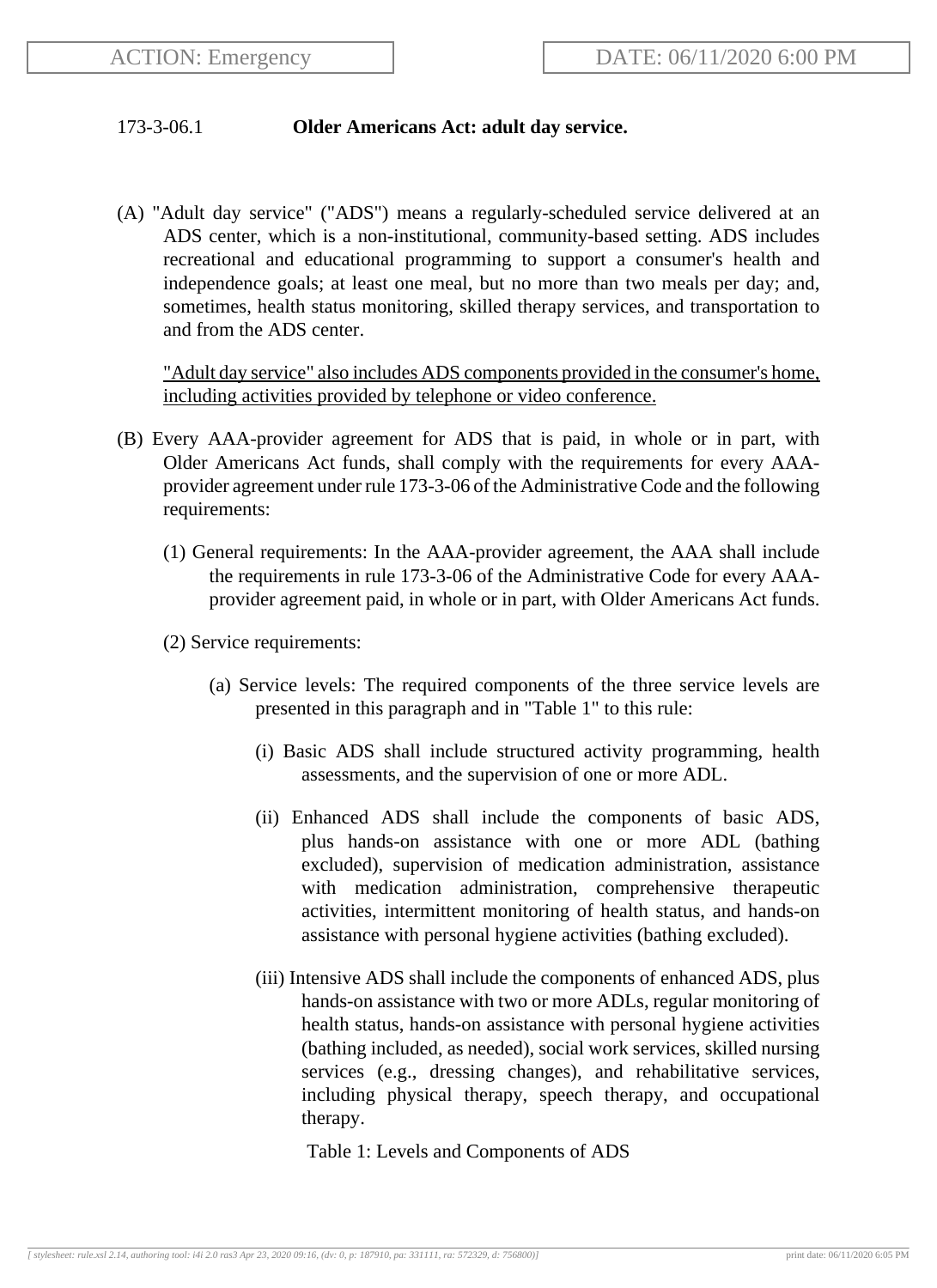ACTION: Emergency

DATE: 06/11/2020 6:00 PM

173-3-06.1 **Older Americans Act: adult day service.**

(A) "Adult day service" ("ADS") means a regularly-scheduled service delivered at an ADS center, which is a non-institutional, community-based setting. ADS includes recreational and educational programming to support a consumer's health and independence goals; at least one meal, but no more than two meals per day; and, sometimes, health status monitoring, skilled therapy services, and transportation to and from the ADS center.

<u>"Adult day service" also includes ADS components provided in the consumer's home, including activities provided by telephone or video conference.</u>

(B) Every AAA-provider agreement for ADS that is paid, in whole or in part, with Older Americans Act funds, shall comply with the requirements for every AAA-provider agreement under rule 173-3-06 of the Administrative Code and the following requirements:

(1) General requirements: In the AAA-provider agreement, the AAA shall include the requirements in rule 173-3-06 of the Administrative Code for every AAA-provider agreement paid, in whole or in part, with Older Americans Act funds.

(2) Service requirements:

(a) Service levels: The required components of the three service levels are presented in this paragraph and in "Table 1" to this rule:

(i) Basic ADS shall include structured activity programming, health assessments, and the supervision of one or more ADL.

(ii) Enhanced ADS shall include the components of basic ADS, plus hands-on assistance with one or more ADL (bathing excluded), supervision of medication administration, assistance with medication administration, comprehensive therapeutic activities, intermittent monitoring of health status, and hands-on assistance with personal hygiene activities (bathing excluded).

(iii) Intensive ADS shall include the components of enhanced ADS, plus hands-on assistance with two or more ADLs, regular monitoring of health status, hands-on assistance with personal hygiene activities (bathing included, as needed), social work services, skilled nursing services (e.g., dressing changes), and rehabilitative services, including physical therapy, speech therapy, and occupational therapy.

Table 1: Levels and Components of ADS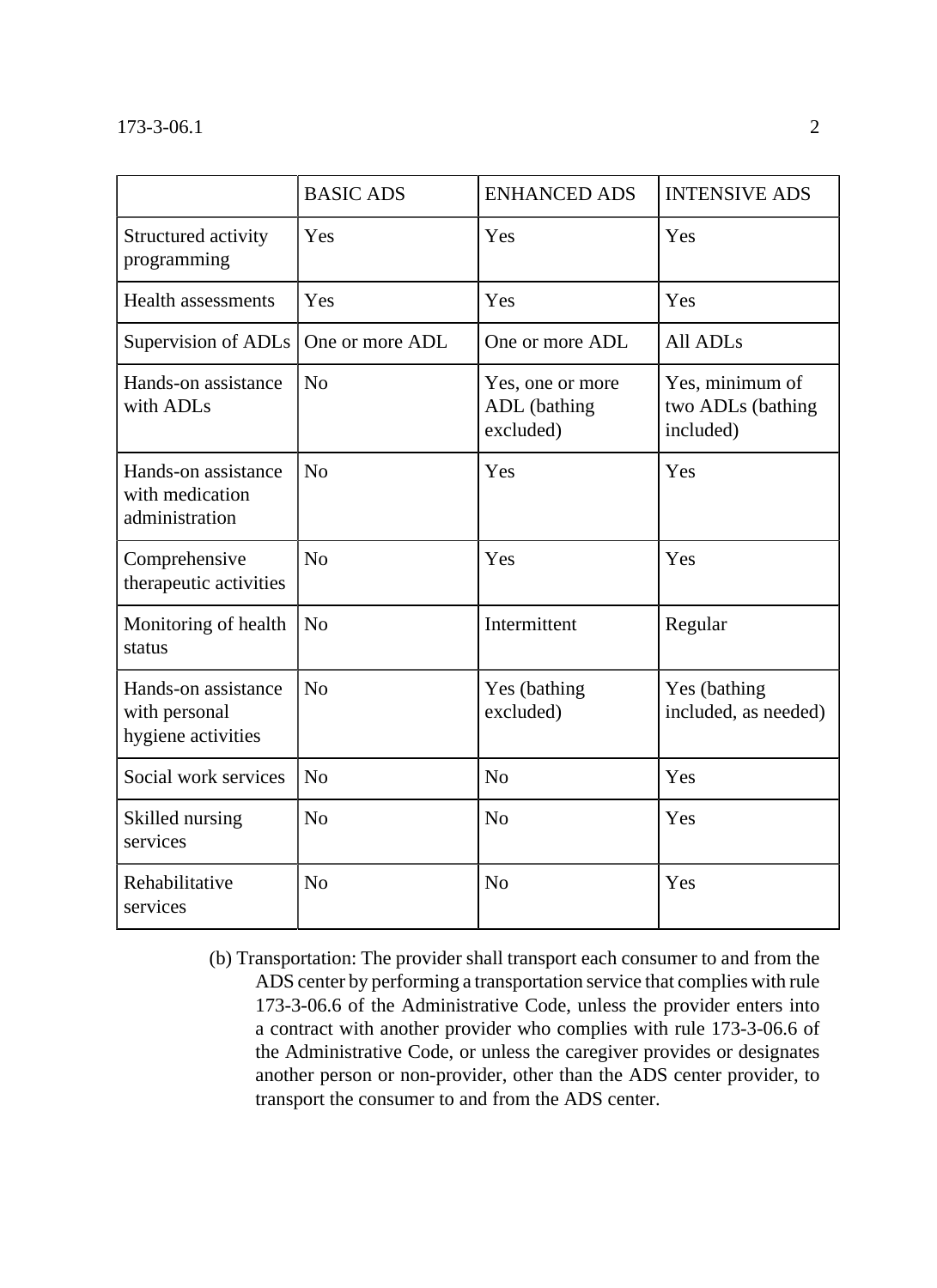| | BASIC ADS | ENHANCED ADS | INTENSIVE ADS |
|---|---|---|---|
| Structured activity programming | Yes | Yes | Yes |
| Health assessments | Yes | Yes | Yes |
| Supervision of ADLs | One or more ADL | One or more ADL | All ADLs |
| Hands-on assistance with ADLs | No | Yes, one or more ADL (bathing excluded) | Yes, minimum of two ADLs (bathing included) |
| Hands-on assistance with medication administration | No | Yes | Yes |
| Comprehensive therapeutic activities | No | Yes | Yes |
| Monitoring of health status | No | Intermittent | Regular |
| Hands-on assistance with personal hygiene activities | No | Yes (bathing excluded) | Yes (bathing included, as needed) |
| Social work services | No | No | Yes |
| Skilled nursing services | No | No | Yes |
| Rehabilitative services | No | No | Yes |

(b) Transportation: The provider shall transport each consumer to and from the ADS center by performing a transportation service that complies with rule 173-3-06.6 of the Administrative Code, unless the provider enters into a contract with another provider who complies with rule 173-3-06.6 of the Administrative Code, or unless the caregiver provides or designates another person or non-provider, other than the ADS center provider, to transport the consumer to and from the ADS center.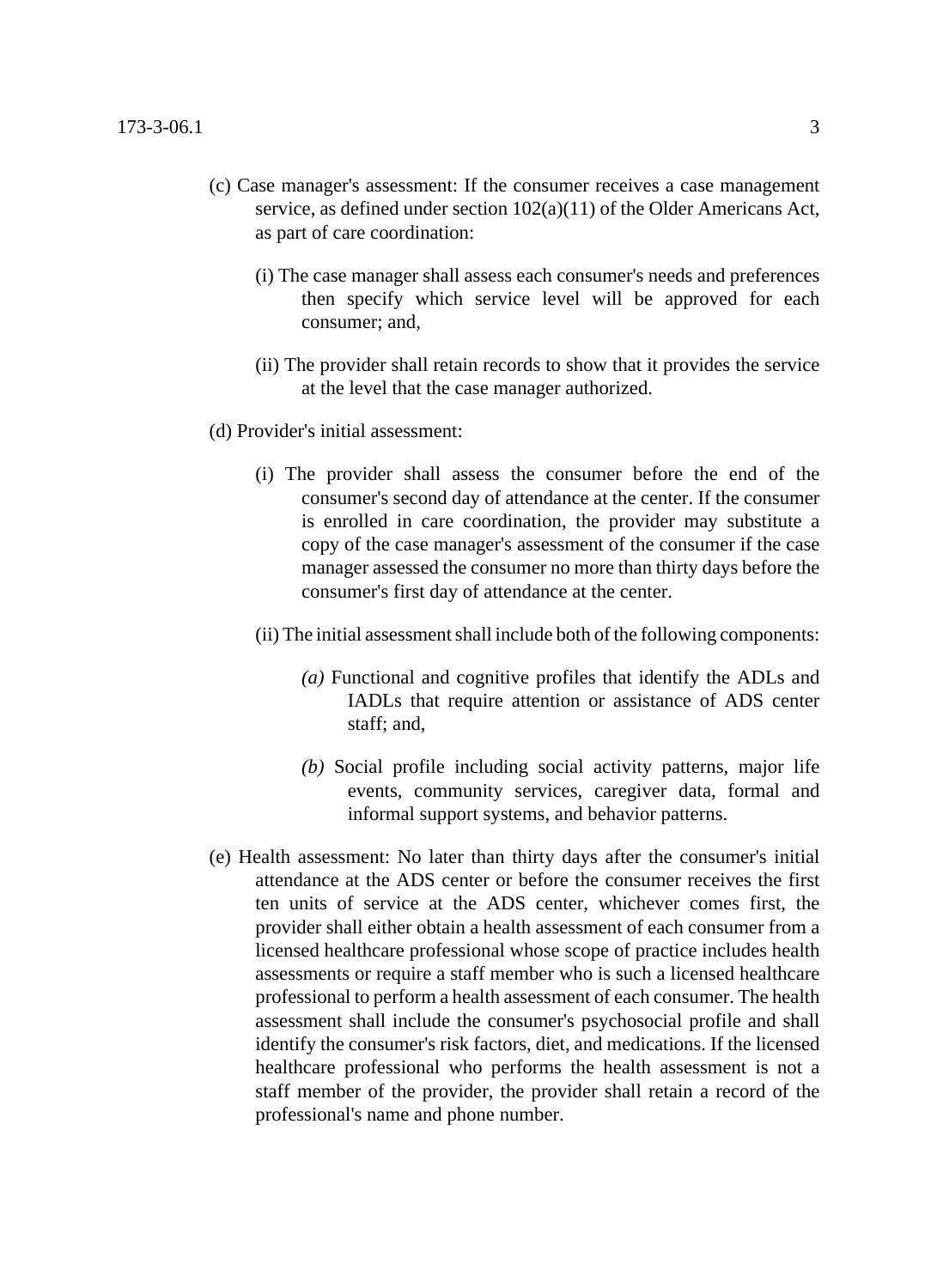(c) Case manager's assessment: If the consumer receives a case management service, as defined under section 102(a)(11) of the Older Americans Act, as part of care coordination:

(i) The case manager shall assess each consumer's needs and preferences then specify which service level will be approved for each consumer; and,

(ii) The provider shall retain records to show that it provides the service at the level that the case manager authorized.

(d) Provider's initial assessment:

(i) The provider shall assess the consumer before the end of the consumer's second day of attendance at the center. If the consumer is enrolled in care coordination, the provider may substitute a copy of the case manager's assessment of the consumer if the case manager assessed the consumer no more than thirty days before the consumer's first day of attendance at the center.

(ii) The initial assessment shall include both of the following components:

*(a)* Functional and cognitive profiles that identify the ADLs and IADLs that require attention or assistance of ADS center staff; and,

*(b)* Social profile including social activity patterns, major life events, community services, caregiver data, formal and informal support systems, and behavior patterns.

(e) Health assessment: No later than thirty days after the consumer's initial attendance at the ADS center or before the consumer receives the first ten units of service at the ADS center, whichever comes first, the provider shall either obtain a health assessment of each consumer from a licensed healthcare professional whose scope of practice includes health assessments or require a staff member who is such a licensed healthcare professional to perform a health assessment of each consumer. The health assessment shall include the consumer's psychosocial profile and shall identify the consumer's risk factors, diet, and medications. If the licensed healthcare professional who performs the health assessment is not a staff member of the provider, the provider shall retain a record of the professional's name and phone number.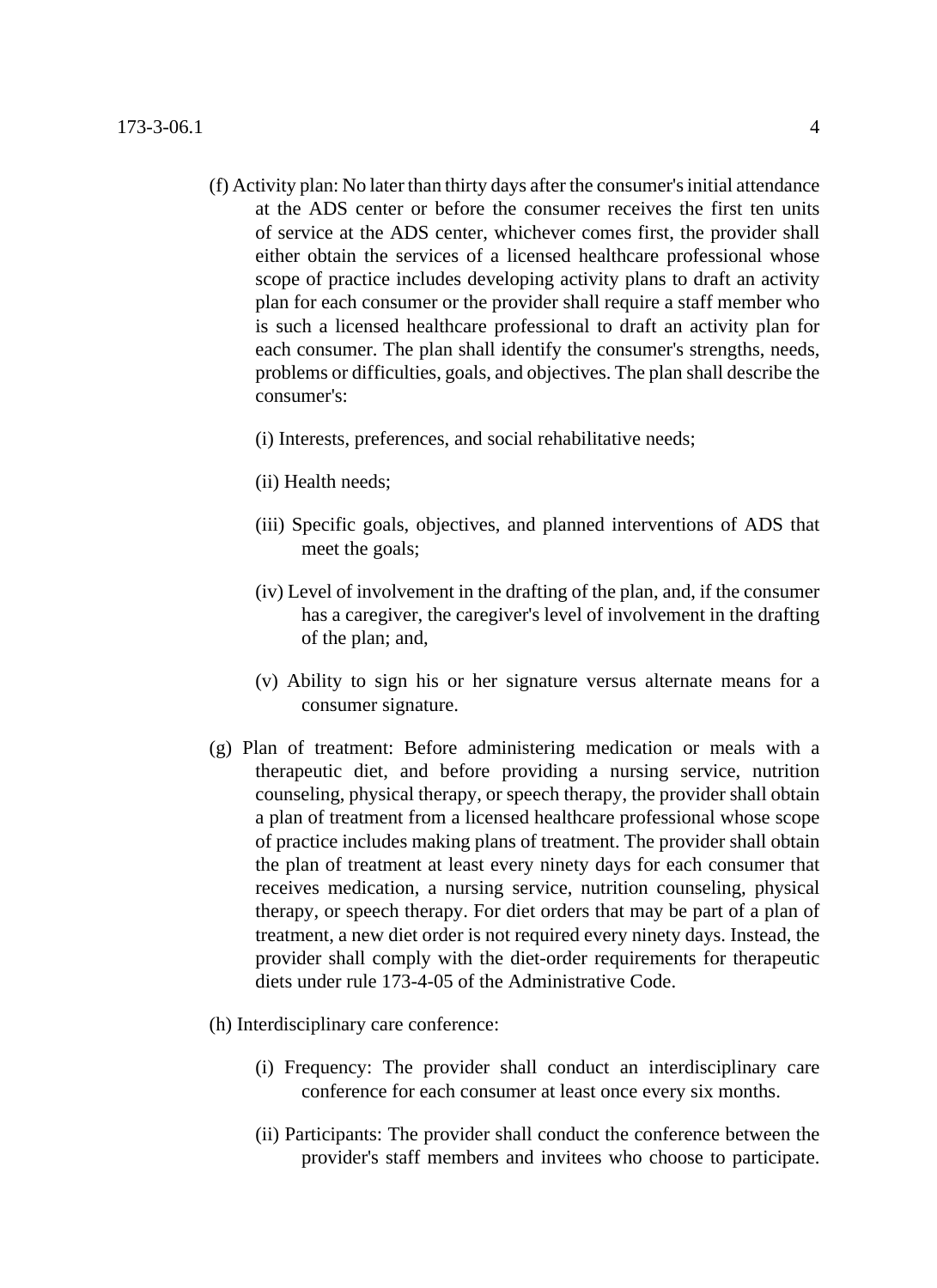(f) Activity plan: No later than thirty days after the consumer's initial attendance at the ADS center or before the consumer receives the first ten units of service at the ADS center, whichever comes first, the provider shall either obtain the services of a licensed healthcare professional whose scope of practice includes developing activity plans to draft an activity plan for each consumer or the provider shall require a staff member who is such a licensed healthcare professional to draft an activity plan for each consumer. The plan shall identify the consumer's strengths, needs, problems or difficulties, goals, and objectives. The plan shall describe the consumer's:

(i) Interests, preferences, and social rehabilitative needs;

(ii) Health needs;

(iii) Specific goals, objectives, and planned interventions of ADS that meet the goals;

(iv) Level of involvement in the drafting of the plan, and, if the consumer has a caregiver, the caregiver's level of involvement in the drafting of the plan; and,

(v) Ability to sign his or her signature versus alternate means for a consumer signature.

(g) Plan of treatment: Before administering medication or meals with a therapeutic diet, and before providing a nursing service, nutrition counseling, physical therapy, or speech therapy, the provider shall obtain a plan of treatment from a licensed healthcare professional whose scope of practice includes making plans of treatment. The provider shall obtain the plan of treatment at least every ninety days for each consumer that receives medication, a nursing service, nutrition counseling, physical therapy, or speech therapy. For diet orders that may be part of a plan of treatment, a new diet order is not required every ninety days. Instead, the provider shall comply with the diet-order requirements for therapeutic diets under rule 173-4-05 of the Administrative Code.

(h) Interdisciplinary care conference:

(i) Frequency: The provider shall conduct an interdisciplinary care conference for each consumer at least once every six months.

(ii) Participants: The provider shall conduct the conference between the provider's staff members and invitees who choose to participate.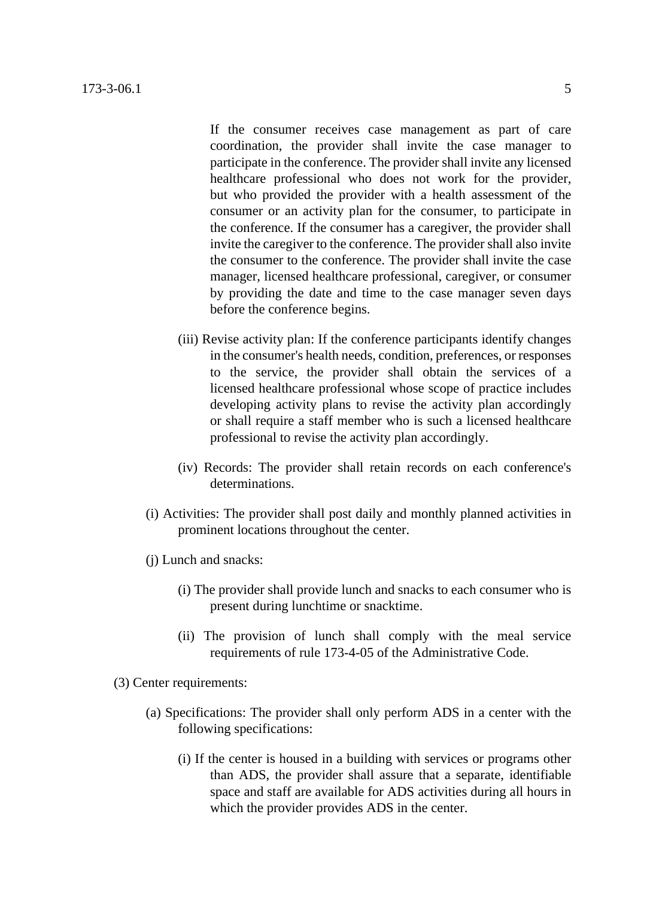If the consumer receives case management as part of care coordination, the provider shall invite the case manager to participate in the conference. The provider shall invite any licensed healthcare professional who does not work for the provider, but who provided the provider with a health assessment of the consumer or an activity plan for the consumer, to participate in the conference. If the consumer has a caregiver, the provider shall invite the caregiver to the conference. The provider shall also invite the consumer to the conference. The provider shall invite the case manager, licensed healthcare professional, caregiver, or consumer by providing the date and time to the case manager seven days before the conference begins.

(iii) Revise activity plan: If the conference participants identify changes in the consumer's health needs, condition, preferences, or responses to the service, the provider shall obtain the services of a licensed healthcare professional whose scope of practice includes developing activity plans to revise the activity plan accordingly or shall require a staff member who is such a licensed healthcare professional to revise the activity plan accordingly.

(iv) Records: The provider shall retain records on each conference's determinations.

(i) Activities: The provider shall post daily and monthly planned activities in prominent locations throughout the center.

(j) Lunch and snacks:

(i) The provider shall provide lunch and snacks to each consumer who is present during lunchtime or snacktime.

(ii) The provision of lunch shall comply with the meal service requirements of rule 173-4-05 of the Administrative Code.

(3) Center requirements:

(a) Specifications: The provider shall only perform ADS in a center with the following specifications:

(i) If the center is housed in a building with services or programs other than ADS, the provider shall assure that a separate, identifiable space and staff are available for ADS activities during all hours in which the provider provides ADS in the center.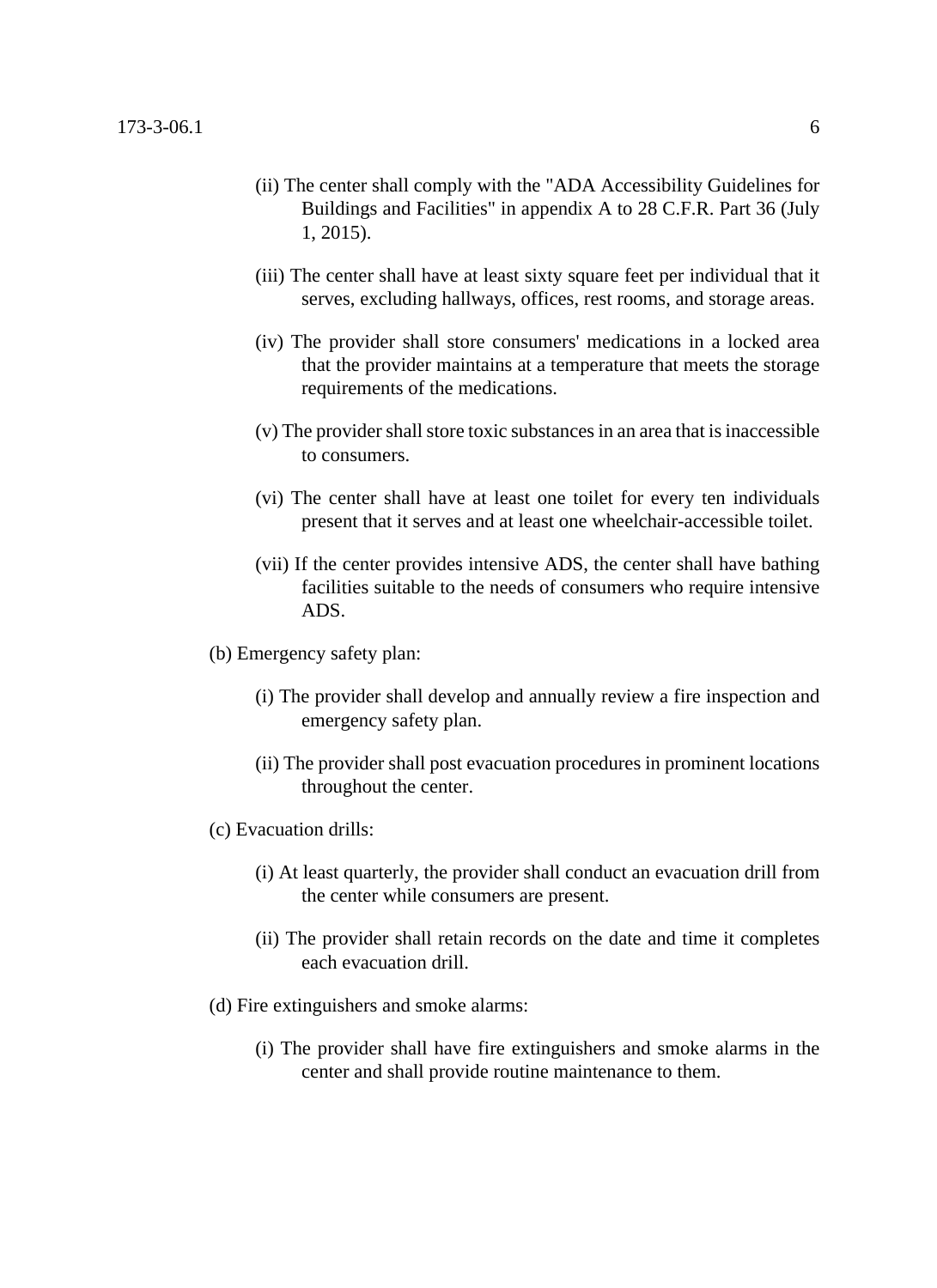(ii) The center shall comply with the "ADA Accessibility Guidelines for Buildings and Facilities" in appendix A to 28 C.F.R. Part 36 (July 1, 2015).

(iii) The center shall have at least sixty square feet per individual that it serves, excluding hallways, offices, rest rooms, and storage areas.

(iv) The provider shall store consumers' medications in a locked area that the provider maintains at a temperature that meets the storage requirements of the medications.

(v) The provider shall store toxic substances in an area that is inaccessible to consumers.

(vi) The center shall have at least one toilet for every ten individuals present that it serves and at least one wheelchair-accessible toilet.

(vii) If the center provides intensive ADS, the center shall have bathing facilities suitable to the needs of consumers who require intensive ADS.

(b) Emergency safety plan:

(i) The provider shall develop and annually review a fire inspection and emergency safety plan.

(ii) The provider shall post evacuation procedures in prominent locations throughout the center.

(c) Evacuation drills:

(i) At least quarterly, the provider shall conduct an evacuation drill from the center while consumers are present.

(ii) The provider shall retain records on the date and time it completes each evacuation drill.

(d) Fire extinguishers and smoke alarms:

(i) The provider shall have fire extinguishers and smoke alarms in the center and shall provide routine maintenance to them.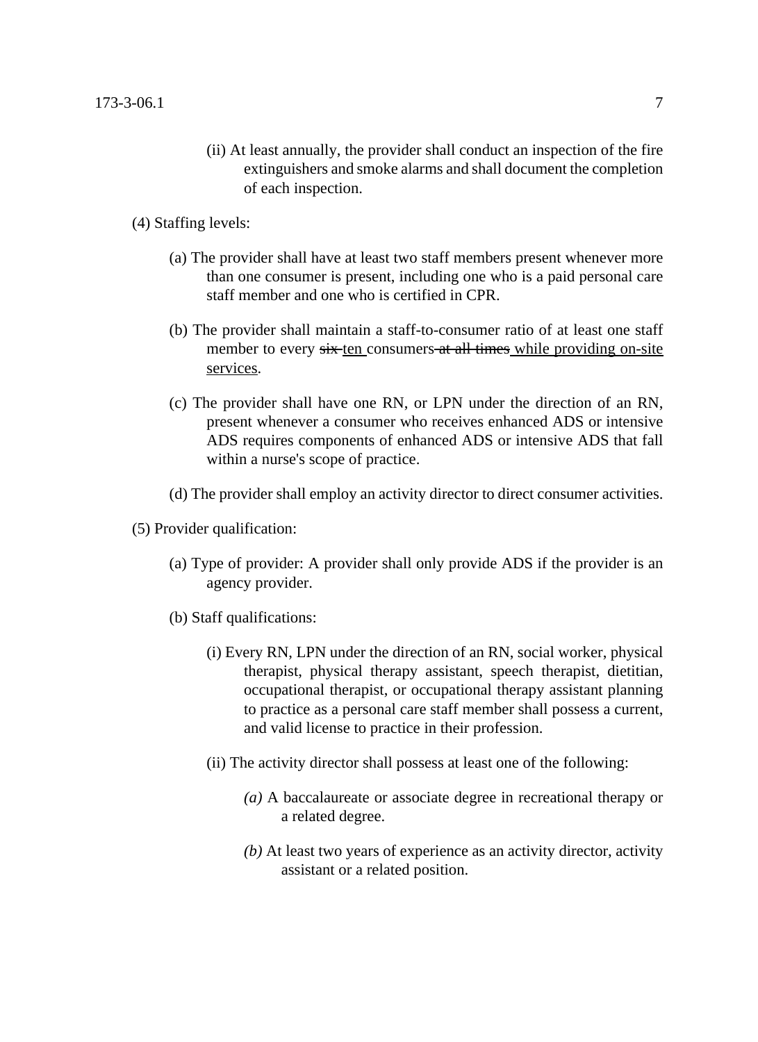(ii) At least annually, the provider shall conduct an inspection of the fire extinguishers and smoke alarms and shall document the completion of each inspection.

(4) Staffing levels:

(a) The provider shall have at least two staff members present whenever more than one consumer is present, including one who is a paid personal care staff member and one who is certified in CPR.

(b) The provider shall maintain a staff-to-consumer ratio of at least one staff member to every ~~six~~ <u>ten</u> consumers ~~at all times~~ <u>while providing on-site services</u>.

(c) The provider shall have one RN, or LPN under the direction of an RN, present whenever a consumer who receives enhanced ADS or intensive ADS requires components of enhanced ADS or intensive ADS that fall within a nurse's scope of practice.

(d) The provider shall employ an activity director to direct consumer activities.

(5) Provider qualification:

(a) Type of provider: A provider shall only provide ADS if the provider is an agency provider.

(b) Staff qualifications:

(i) Every RN, LPN under the direction of an RN, social worker, physical therapist, physical therapy assistant, speech therapist, dietitian, occupational therapist, or occupational therapy assistant planning to practice as a personal care staff member shall possess a current, and valid license to practice in their profession.

(ii) The activity director shall possess at least one of the following:

*(a)* A baccalaureate or associate degree in recreational therapy or a related degree.

*(b)* At least two years of experience as an activity director, activity assistant or a related position.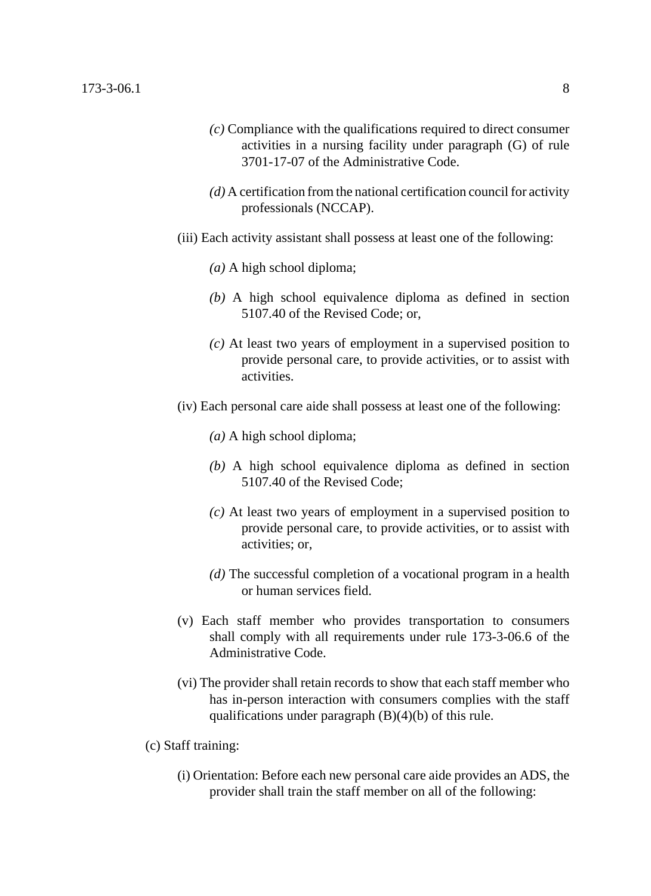*(c)* Compliance with the qualifications required to direct consumer activities in a nursing facility under paragraph (G) of rule 3701-17-07 of the Administrative Code.

*(d)* A certification from the national certification council for activity professionals (NCCAP).

(iii) Each activity assistant shall possess at least one of the following:

*(a)* A high school diploma;

*(b)* A high school equivalence diploma as defined in section 5107.40 of the Revised Code; or,

*(c)* At least two years of employment in a supervised position to provide personal care, to provide activities, or to assist with activities.

(iv) Each personal care aide shall possess at least one of the following:

*(a)* A high school diploma;

*(b)* A high school equivalence diploma as defined in section 5107.40 of the Revised Code;

*(c)* At least two years of employment in a supervised position to provide personal care, to provide activities, or to assist with activities; or,

*(d)* The successful completion of a vocational program in a health or human services field.

(v) Each staff member who provides transportation to consumers shall comply with all requirements under rule 173-3-06.6 of the Administrative Code.

(vi) The provider shall retain records to show that each staff member who has in-person interaction with consumers complies with the staff qualifications under paragraph (B)(4)(b) of this rule.

(c) Staff training:

(i) Orientation: Before each new personal care aide provides an ADS, the provider shall train the staff member on all of the following: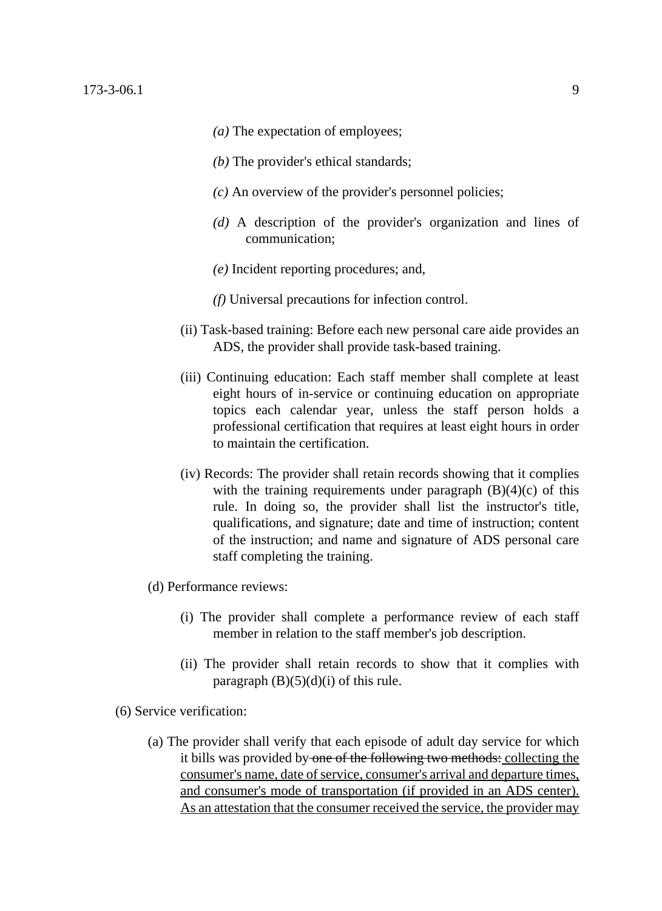*(a)* The expectation of employees;

*(b)* The provider's ethical standards;

*(c)* An overview of the provider's personnel policies;

*(d)* A description of the provider's organization and lines of communication;

*(e)* Incident reporting procedures; and,

*(f)* Universal precautions for infection control.

(ii) Task-based training: Before each new personal care aide provides an ADS, the provider shall provide task-based training.

(iii) Continuing education: Each staff member shall complete at least eight hours of in-service or continuing education on appropriate topics each calendar year, unless the staff person holds a professional certification that requires at least eight hours in order to maintain the certification.

(iv) Records: The provider shall retain records showing that it complies with the training requirements under paragraph (B)(4)(c) of this rule. In doing so, the provider shall list the instructor's title, qualifications, and signature; date and time of instruction; content of the instruction; and name and signature of ADS personal care staff completing the training.

(d) Performance reviews:

(i) The provider shall complete a performance review of each staff member in relation to the staff member's job description.

(ii) The provider shall retain records to show that it complies with paragraph (B)(5)(d)(i) of this rule.

(6) Service verification:

(a) The provider shall verify that each episode of adult day service for which it bills was provided by ~~one of the following two methods:~~ collecting the consumer's name, date of service, consumer's arrival and departure times, and consumer's mode of transportation (if provided in an ADS center). As an attestation that the consumer received the service, the provider may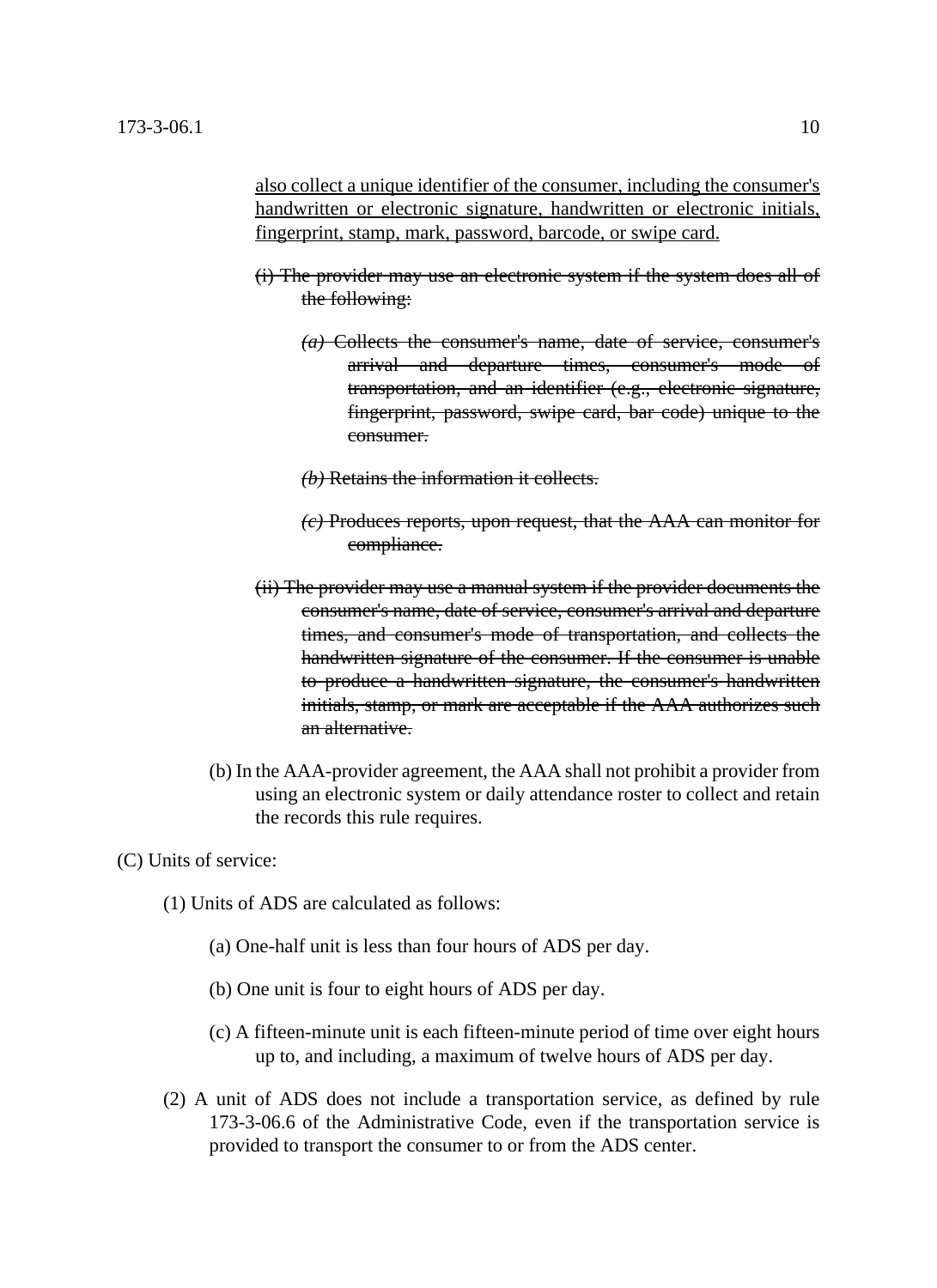<u>also collect a unique identifier of the consumer, including the consumer's handwritten or electronic signature, handwritten or electronic initials, fingerprint, stamp, mark, password, barcode, or swipe card.</u>

~~(i) The provider may use an electronic system if the system does all of the following:~~

~~*(a)* Collects the consumer's name, date of service, consumer's arrival and departure times, consumer's mode of transportation, and an identifier (e.g., electronic signature, fingerprint, password, swipe card, bar code) unique to the consumer.~~

~~*(b)* Retains the information it collects.~~

~~*(c)* Produces reports, upon request, that the AAA can monitor for compliance.~~

~~(ii) The provider may use a manual system if the provider documents the consumer's name, date of service, consumer's arrival and departure times, and consumer's mode of transportation, and collects the handwritten signature of the consumer. If the consumer is unable to produce a handwritten signature, the consumer's handwritten initials, stamp, or mark are acceptable if the AAA authorizes such an alternative.~~

(b) In the AAA-provider agreement, the AAA shall not prohibit a provider from using an electronic system or daily attendance roster to collect and retain the records this rule requires.

(C) Units of service:

(1) Units of ADS are calculated as follows:

(a) One-half unit is less than four hours of ADS per day.

(b) One unit is four to eight hours of ADS per day.

(c) A fifteen-minute unit is each fifteen-minute period of time over eight hours up to, and including, a maximum of twelve hours of ADS per day.

(2) A unit of ADS does not include a transportation service, as defined by rule 173-3-06.6 of the Administrative Code, even if the transportation service is provided to transport the consumer to or from the ADS center.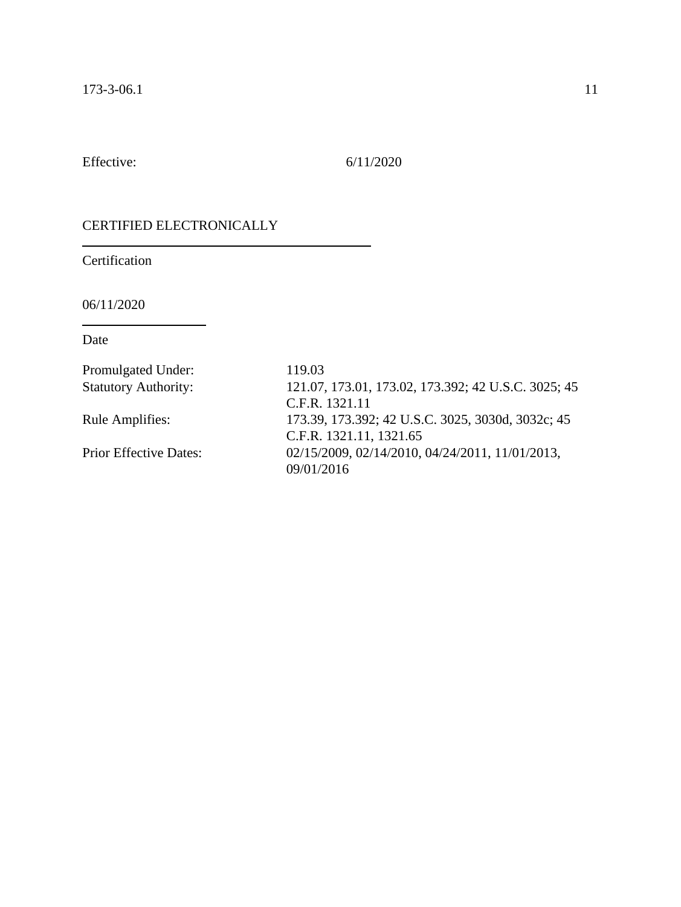Effective: 6/11/2020

CERTIFIED ELECTRONICALLY

______________________________________

Certification

06/11/2020

_______________

Date

| | |
|---|---|
| Promulgated Under: | 119.03 |
| Statutory Authority: | 121.07, 173.01, 173.02, 173.392; 42 U.S.C. 3025; 45 C.F.R. 1321.11 |
| Rule Amplifies: | 173.39, 173.392; 42 U.S.C. 3025, 3030d, 3032c; 45 C.F.R. 1321.11, 1321.65 |
| Prior Effective Dates: | 02/15/2009, 02/14/2010, 04/24/2011, 11/01/2013, 09/01/2016 |